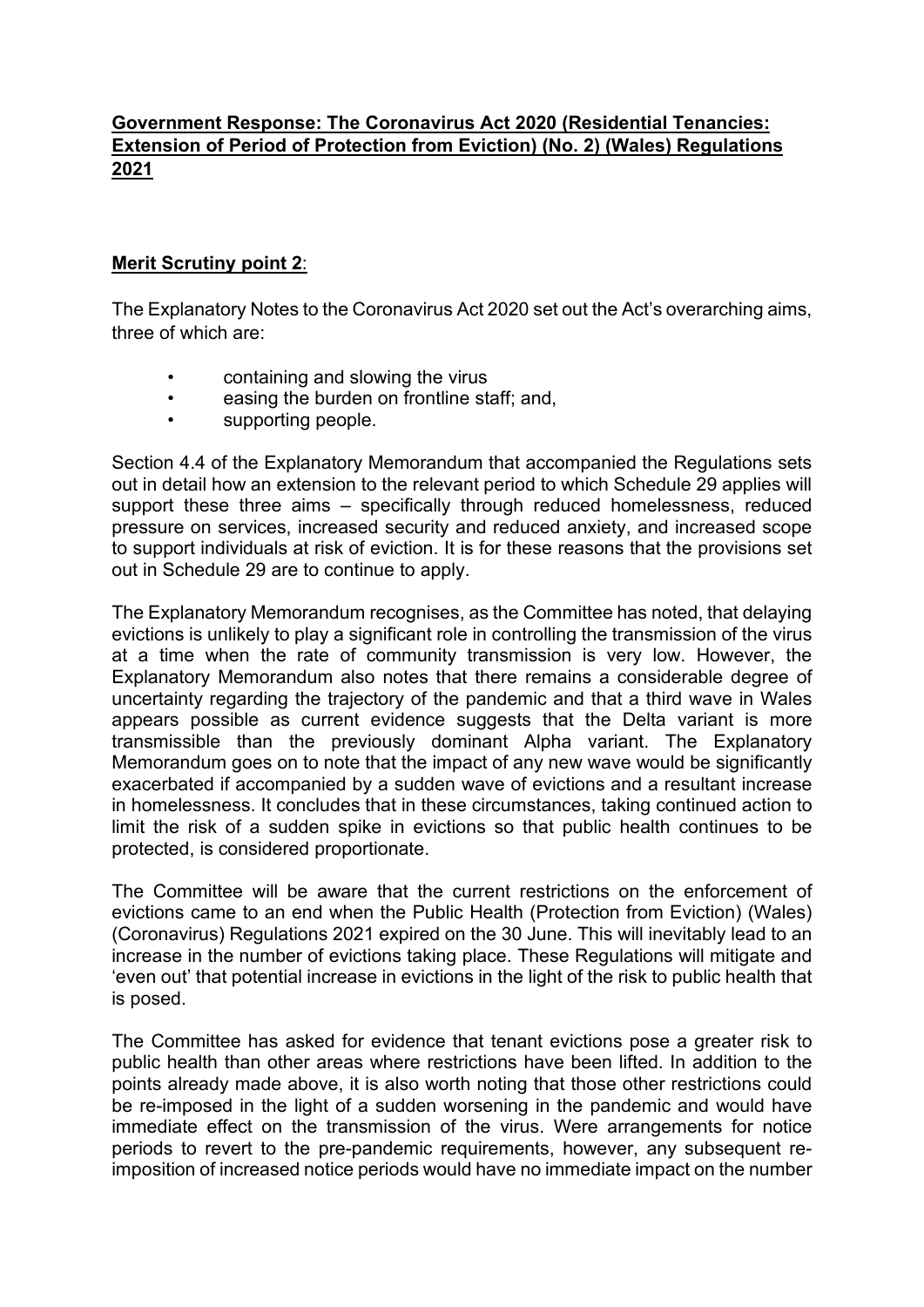**Government Response: The Coronavirus Act 2020 (Residential Tenancies: Extension of Period of Protection from Eviction) (No. 2) (Wales) Regulations 2021**

**Merit Scrutiny point 2**:

The Explanatory Notes to the Coronavirus Act 2020 set out the Act's overarching aims, three of which are:

- containing and slowing the virus
- easing the burden on frontline staff; and,
- supporting people.

Section 4.4 of the Explanatory Memorandum that accompanied the Regulations sets out in detail how an extension to the relevant period to which Schedule 29 applies will support these three aims – specifically through reduced homelessness, reduced pressure on services, increased security and reduced anxiety, and increased scope to support individuals at risk of eviction. It is for these reasons that the provisions set out in Schedule 29 are to continue to apply.

The Explanatory Memorandum recognises, as the Committee has noted, that delaying evictions is unlikely to play a significant role in controlling the transmission of the virus at a time when the rate of community transmission is very low. However, the Explanatory Memorandum also notes that there remains a considerable degree of uncertainty regarding the trajectory of the pandemic and that a third wave in Wales appears possible as current evidence suggests that the Delta variant is more transmissible than the previously dominant Alpha variant. The Explanatory Memorandum goes on to note that the impact of any new wave would be significantly exacerbated if accompanied by a sudden wave of evictions and a resultant increase in homelessness. It concludes that in these circumstances, taking continued action to limit the risk of a sudden spike in evictions so that public health continues to be protected, is considered proportionate.

The Committee will be aware that the current restrictions on the enforcement of evictions came to an end when the Public Health (Protection from Eviction) (Wales) (Coronavirus) Regulations 2021 expired on the 30 June. This will inevitably lead to an increase in the number of evictions taking place. These Regulations will mitigate and 'even out' that potential increase in evictions in the light of the risk to public health that is posed.

The Committee has asked for evidence that tenant evictions pose a greater risk to public health than other areas where restrictions have been lifted. In addition to the points already made above, it is also worth noting that those other restrictions could be re-imposed in the light of a sudden worsening in the pandemic and would have immediate effect on the transmission of the virus. Were arrangements for notice periods to revert to the pre-pandemic requirements, however, any subsequent re-imposition of increased notice periods would have no immediate impact on the number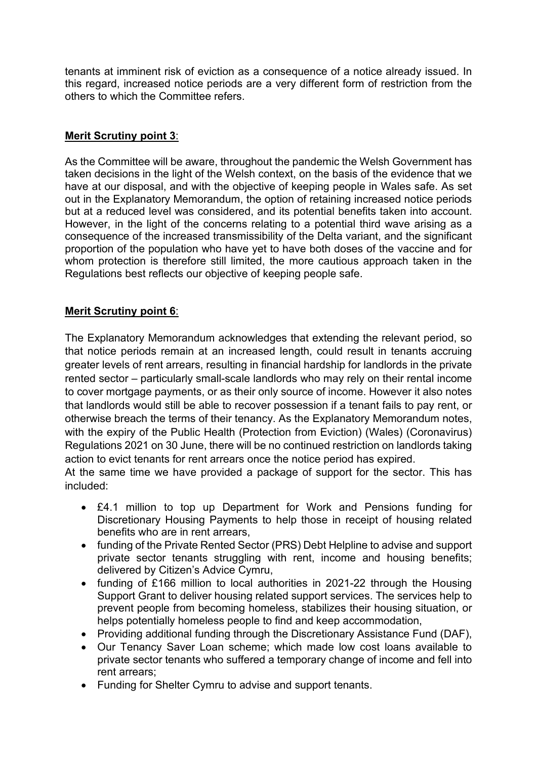tenants at imminent risk of eviction as a consequence of a notice already issued. In this regard, increased notice periods are a very different form of restriction from the others to which the Committee refers.

**Merit Scrutiny point 3**:

As the Committee will be aware, throughout the pandemic the Welsh Government has taken decisions in the light of the Welsh context, on the basis of the evidence that we have at our disposal, and with the objective of keeping people in Wales safe. As set out in the Explanatory Memorandum, the option of retaining increased notice periods but at a reduced level was considered, and its potential benefits taken into account. However, in the light of the concerns relating to a potential third wave arising as a consequence of the increased transmissibility of the Delta variant, and the significant proportion of the population who have yet to have both doses of the vaccine and for whom protection is therefore still limited, the more cautious approach taken in the Regulations best reflects our objective of keeping people safe.

**Merit Scrutiny point 6**:

The Explanatory Memorandum acknowledges that extending the relevant period, so that notice periods remain at an increased length, could result in tenants accruing greater levels of rent arrears, resulting in financial hardship for landlords in the private rented sector – particularly small-scale landlords who may rely on their rental income to cover mortgage payments, or as their only source of income. However it also notes that landlords would still be able to recover possession if a tenant fails to pay rent, or otherwise breach the terms of their tenancy. As the Explanatory Memorandum notes, with the expiry of the Public Health (Protection from Eviction) (Wales) (Coronavirus) Regulations 2021 on 30 June, there will be no continued restriction on landlords taking action to evict tenants for rent arrears once the notice period has expired.

At the same time we have provided a package of support for the sector. This has included:

- £4.1 million to top up Department for Work and Pensions funding for Discretionary Housing Payments to help those in receipt of housing related benefits who are in rent arrears,
- funding of the Private Rented Sector (PRS) Debt Helpline to advise and support private sector tenants struggling with rent, income and housing benefits; delivered by Citizen's Advice Cymru,
- funding of £166 million to local authorities in 2021-22 through the Housing Support Grant to deliver housing related support services. The services help to prevent people from becoming homeless, stabilizes their housing situation, or helps potentially homeless people to find and keep accommodation,
- Providing additional funding through the Discretionary Assistance Fund (DAF),
- Our Tenancy Saver Loan scheme; which made low cost loans available to private sector tenants who suffered a temporary change of income and fell into rent arrears;
- Funding for Shelter Cymru to advise and support tenants.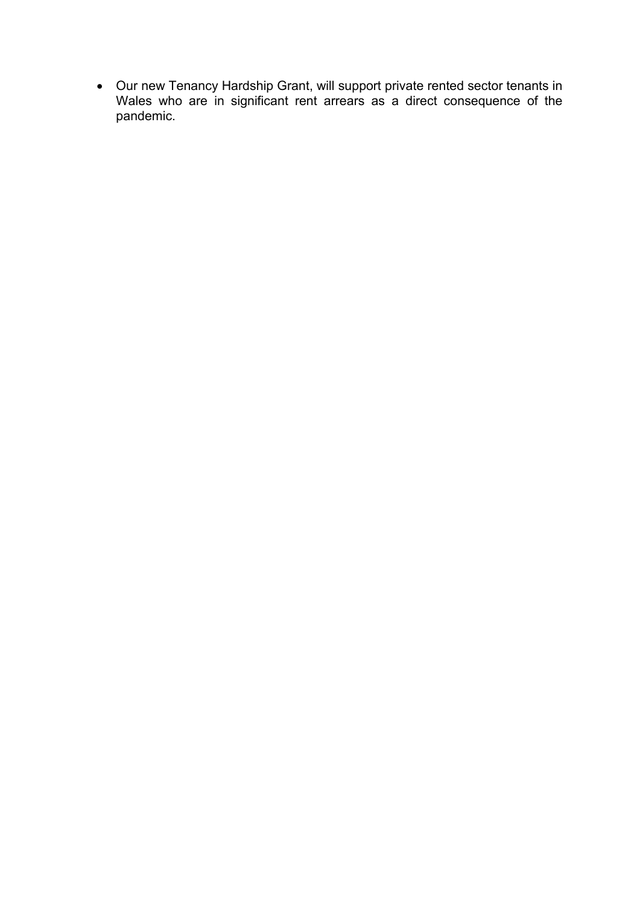- Our new Tenancy Hardship Grant, will support private rented sector tenants in Wales who are in significant rent arrears as a direct consequence of the pandemic.